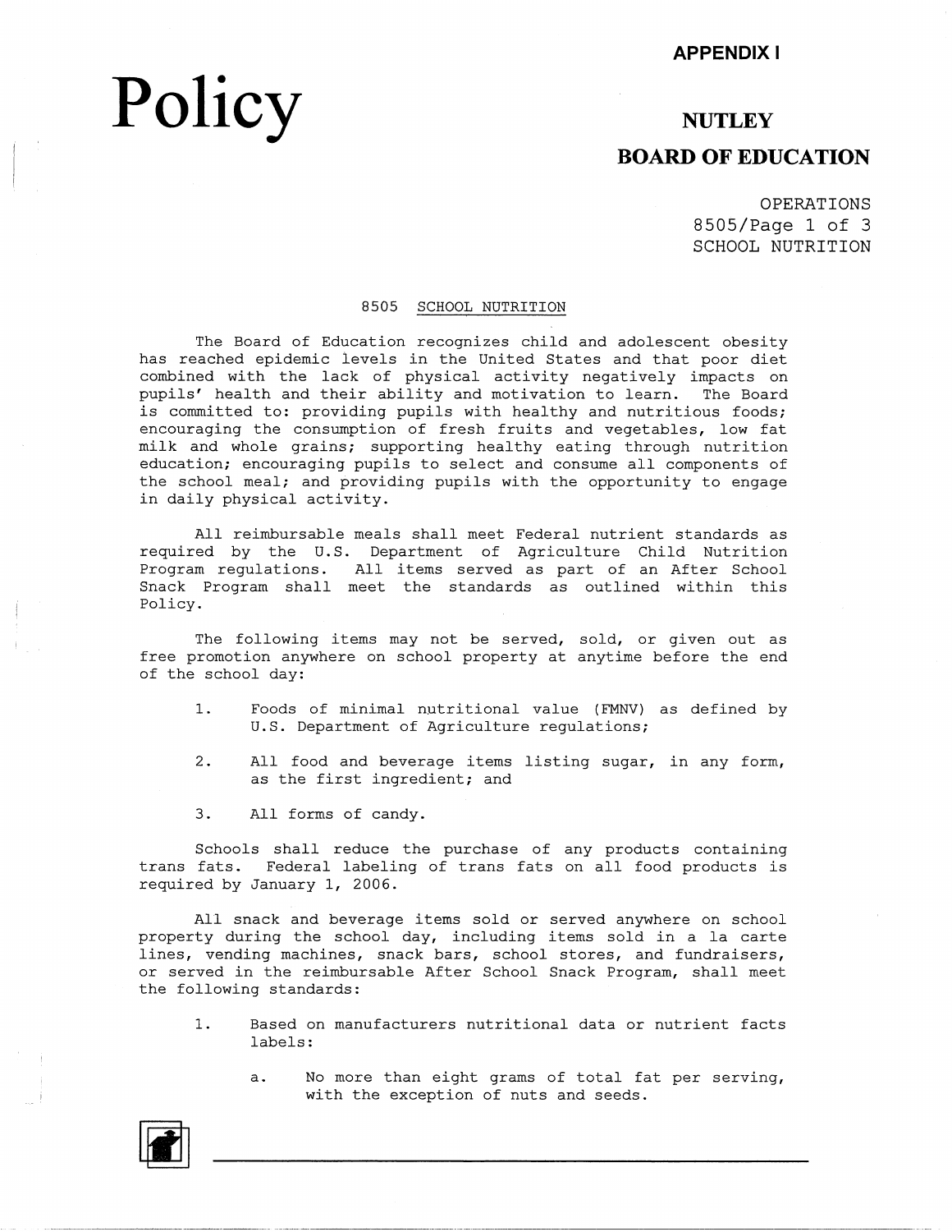APPENDIX I

# Policy

## NUTLEY
## BOARD OF EDUCATION

OPERATIONS
8505
SCHOOL NUTRITION

### 8505 SCHOOL NUTRITION

The Board of Education recognizes child and adolescent obesity has reached epidemic levels in the United States and that poor diet combined with the lack of physical activity negatively impacts on pupils' health and their ability and motivation to learn. The Board is committed to: providing pupils with healthy and nutritious foods; encouraging the consumption of fresh fruits and vegetables, low fat milk and whole grains; supporting healthy eating through nutrition education; encouraging pupils to select and consume all components of the school meal; and providing pupils with the opportunity to engage in daily physical activity.

All reimbursable meals shall meet Federal nutrient standards as required by the U.S. Department of Agriculture Child Nutrition Program regulations. All items served as part of an After School Snack Program shall meet the standards as outlined within this Policy.

The following items may not be served, sold, or given out as free promotion anywhere on school property at anytime before the end of the school day:

1. Foods of minimal nutritional value (FMNV) as defined by U.S. Department of Agriculture regulations;

2. All food and beverage items listing sugar, in any form, as the first ingredient; and

3. All forms of candy.

Schools shall reduce the purchase of any products containing trans fats. Federal labeling of trans fats on all food products is required by January 1, 2006.

All snack and beverage items sold or served anywhere on school property during the school day, including items sold in a la carte lines, vending machines, snack bars, school stores, and fundraisers, or served in the reimbursable After School Snack Program, shall meet the following standards:

1. Based on manufacturers nutritional data or nutrient facts labels:

   a. No more than eight grams of total fat per serving, with the exception of nuts and seeds.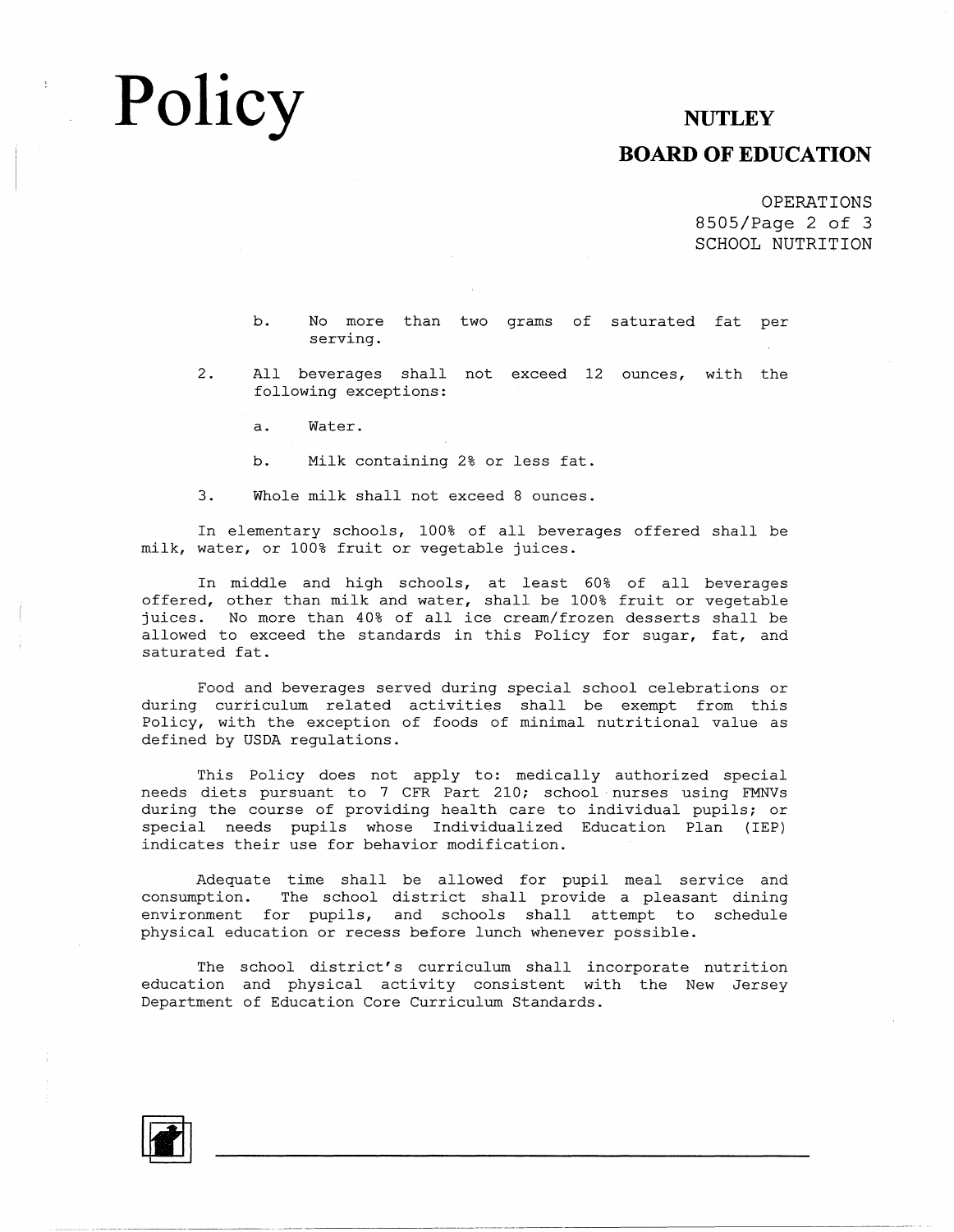b. No more than two grams of saturated fat per serving.

2. All beverages shall not exceed 12 ounces, with the following exceptions:

   a. Water.

   b. Milk containing 2% or less fat.

3. Whole milk shall not exceed 8 ounces.

In elementary schools, 100% of all beverages offered shall be milk, water, or 100% fruit or vegetable juices.

In middle and high schools, at least 60% of all beverages offered, other than milk and water, shall be 100% fruit or vegetable juices. No more than 40% of all ice cream/frozen desserts shall be allowed to exceed the standards in this Policy for sugar, fat, and saturated fat.

Food and beverages served during special school celebrations or during curriculum related activities shall be exempt from this Policy, with the exception of foods of minimal nutritional value as defined by USDA regulations.

This Policy does not apply to: medically authorized special needs diets pursuant to 7 CFR Part 210; school nurses using FMNVs during the course of providing health care to individual pupils; or special needs pupils whose Individualized Education Plan (IEP) indicates their use for behavior modification.

Adequate time shall be allowed for pupil meal service and consumption. The school district shall provide a pleasant dining environment for pupils, and schools shall attempt to schedule physical education or recess before lunch whenever possible.

The school district's curriculum shall incorporate nutrition education and physical activity consistent with the New Jersey Department of Education Core Curriculum Standards.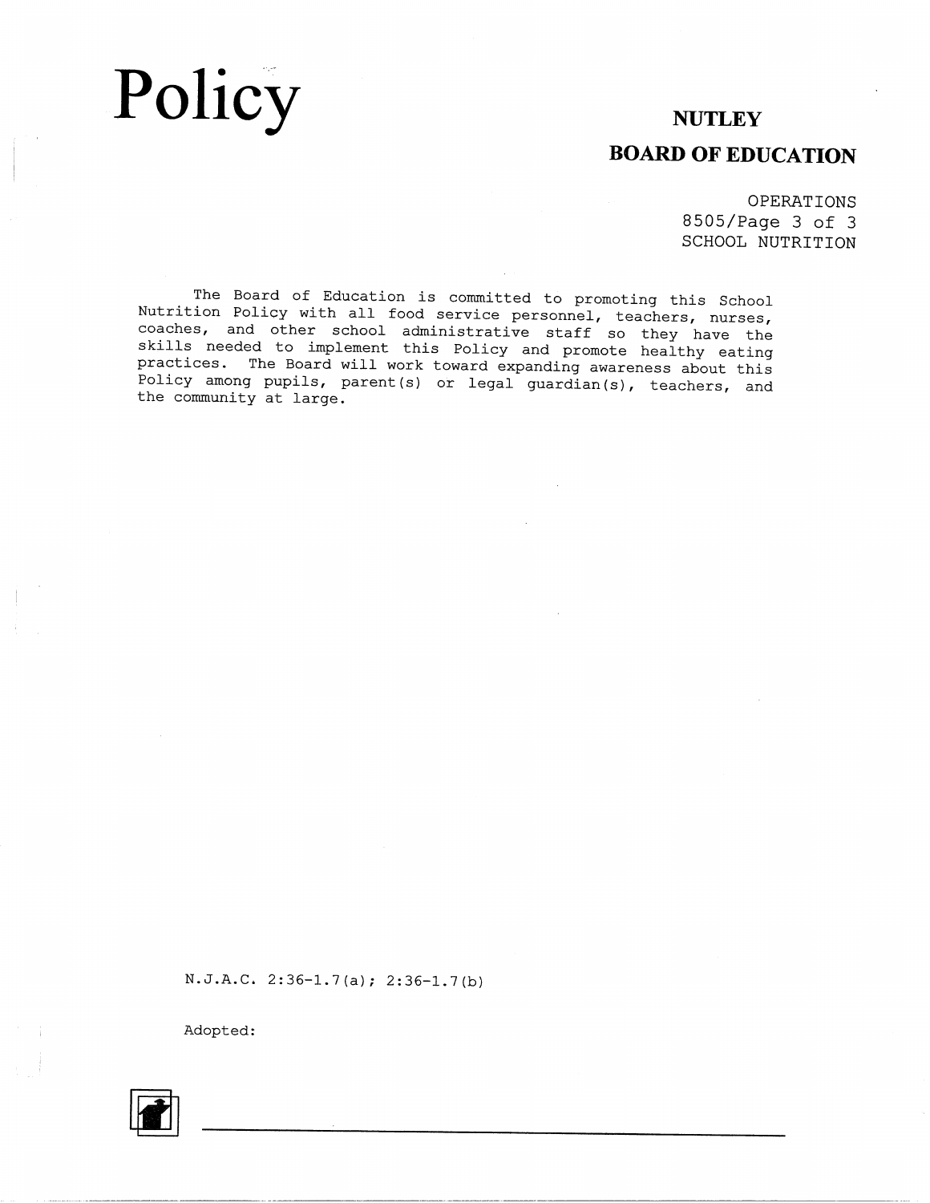The Board of Education is committed to promoting this School Nutrition Policy with all food service personnel, teachers, nurses, coaches, and other school administrative staff so they have the skills needed to implement this Policy and promote healthy eating practices. The Board will work toward expanding awareness about this Policy among pupils, parent(s) or legal guardian(s), teachers, and the community at large.

N.J.A.C. 2:36-1.7(a); 2:36-1.7(b)

Adopted: